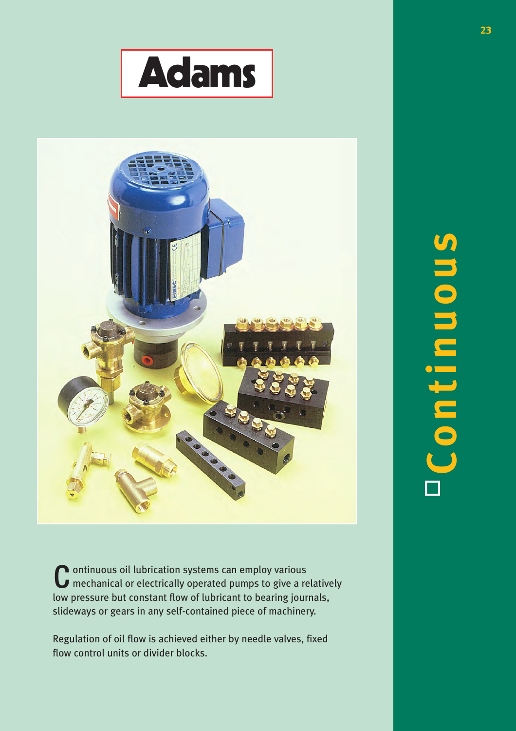# Adams

# Continuous

Continuous oil lubrication systems can employ various mechanical or electrically operated pumps to give a relatively low pressure but constant flow of lubricant to bearing journals, slideways or gears in any self-contained piece of machinery.

Regulation of oil flow is achieved either by needle valves, fixed flow control units or divider blocks.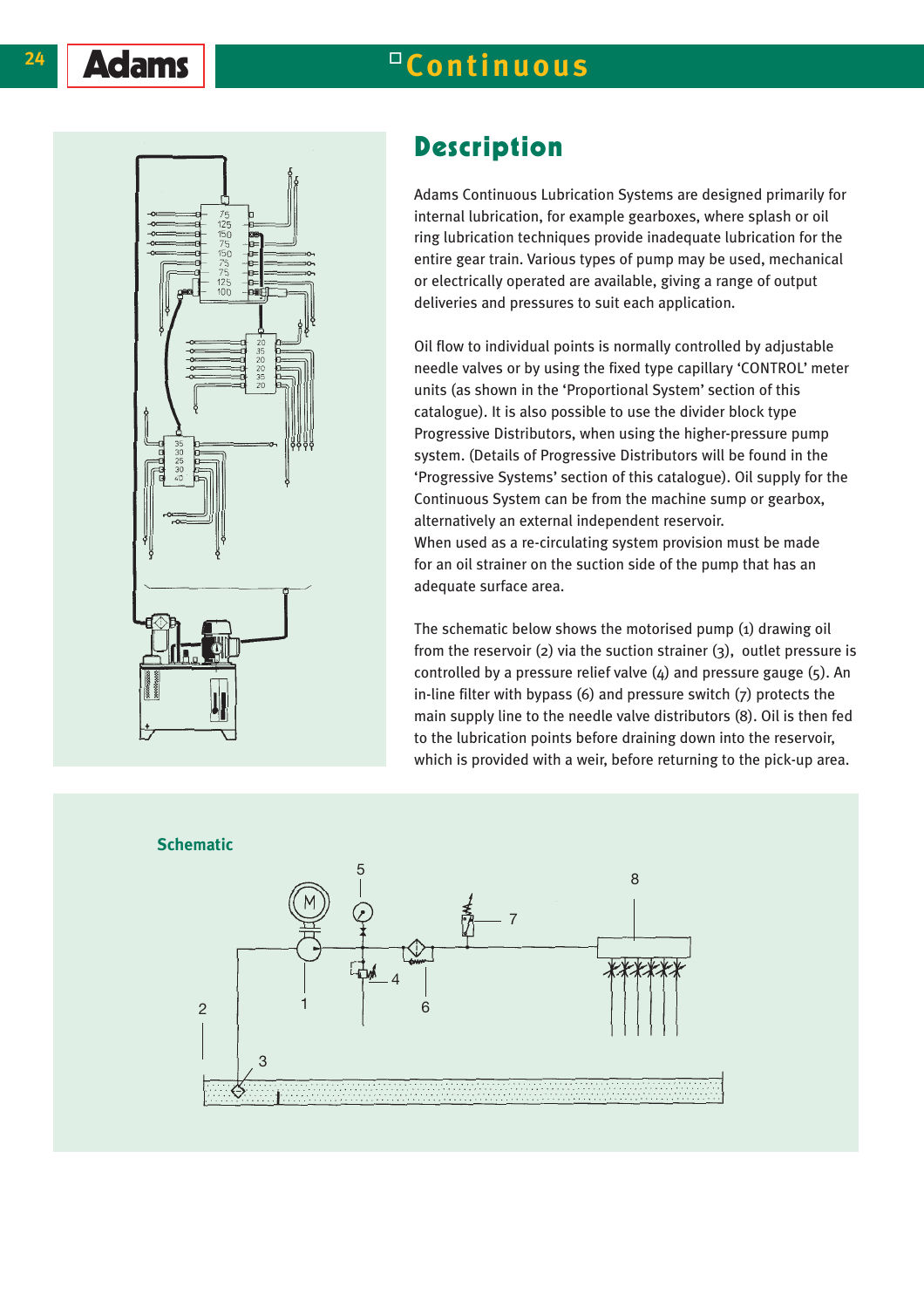# Continuous

## Description

Adams Continuous Lubrication Systems are designed primarily for internal lubrication, for example gearboxes, where splash or oil ring lubrication techniques provide inadequate lubrication for the entire gear train. Various types of pump may be used, mechanical or electrically operated are available, giving a range of output deliveries and pressures to suit each application.

Oil flow to individual points is normally controlled by adjustable needle valves or by using the fixed type capillary 'CONTROL' meter units (as shown in the 'Proportional System' section of this catalogue). It is also possible to use the divider block type Progressive Distributors, when using the higher-pressure pump system. (Details of Progressive Distributors will be found in the 'Progressive Systems' section of this catalogue). Oil supply for the Continuous System can be from the machine sump or gearbox, alternatively an external independent reservoir.
When used as a re-circulating system provision must be made for an oil strainer on the suction side of the pump that has an adequate surface area.

The schematic below shows the motorised pump (1) drawing oil from the reservoir (2) via the suction strainer (3), outlet pressure is controlled by a pressure relief valve (4) and pressure gauge (5). An in-line filter with bypass (6) and pressure switch (7) protects the main supply line to the needle valve distributors (8). Oil is then fed to the lubrication points before draining down into the reservoir, which is provided with a weir, before returning to the pick-up area.

### Schematic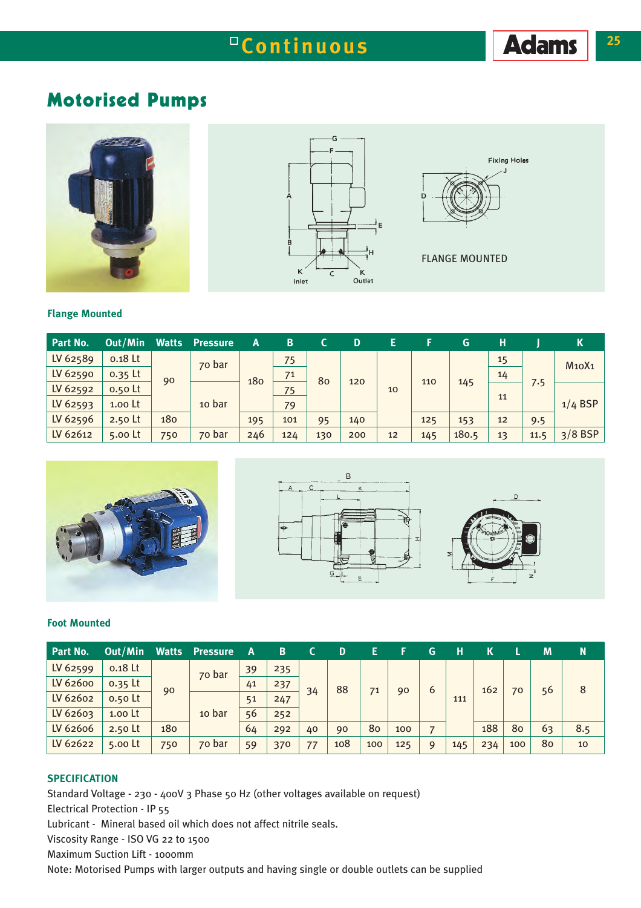## Motorised Pumps

### Flange Mounted

| Part No. | Out/Min | Watts | Pressure | A | B | C | D | E | F | G | H | J | K |
|---|---|---|---|---|---|---|---|---|---|---|---|---|---|
| LV 62589 | 0.18 Lt | 90 | 70 bar | 180 | 75 | 80 | 120 | 10 | 110 | 145 | 15 | 7.5 | M10X1 |
| LV 62590 | 0.35 Lt | | | | 71 | | | | | | 14 | | |
| LV 62592 | 0.50 Lt | | 10 bar | | 75 | | | | | | 11 | | 1/4 BSP |
| LV 62593 | 1.00 Lt | | | | 79 | | | | | | | | |
| LV 62596 | 2.50 Lt | 180 | | 195 | 101 | 95 | 140 | | 125 | 153 | 12 | 9.5 | |
| LV 62612 | 5.00 Lt | 750 | 70 bar | 246 | 124 | 130 | 200 | 12 | 145 | 180.5 | 13 | 11.5 | 3/8 BSP |

### Foot Mounted

| Part No. | Out/Min | Watts | Pressure | A | B | C | D | E | F | G | H | K | L | M | N |
|---|---|---|---|---|---|---|---|---|---|---|---|---|---|---|---|
| LV 62599 | 0.18 Lt | 90 | 70 bar | 39 | 235 | 34 | 88 | 71 | 90 | 6 | 111 | 162 | 70 | 56 | 8 |
| LV 62600 | 0.35 Lt | | | 41 | 237 | | | | | | | | | | |
| LV 62602 | 0.50 Lt | | 10 bar | 51 | 247 | | | | | | | | | | |
| LV 62603 | 1.00 Lt | | | 56 | 252 | | | | | | | | | | |
| LV 62606 | 2.50 Lt | 180 | | 64 | 292 | 40 | 90 | 80 | 100 | 7 | | 188 | 80 | 63 | 8.5 |
| LV 62622 | 5.00 Lt | 750 | 70 bar | 59 | 370 | 77 | 108 | 100 | 125 | 9 | 145 | 234 | 100 | 80 | 10 |

### SPECIFICATION

Standard Voltage - 230 - 400V 3 Phase 50 Hz (other voltages available on request)
Electrical Protection - IP 55
Lubricant - Mineral based oil which does not affect nitrile seals.
Viscosity Range - ISO VG 22 to 1500
Maximum Suction Lift - 1000mm
Note: Motorised Pumps with larger outputs and having single or double outlets can be supplied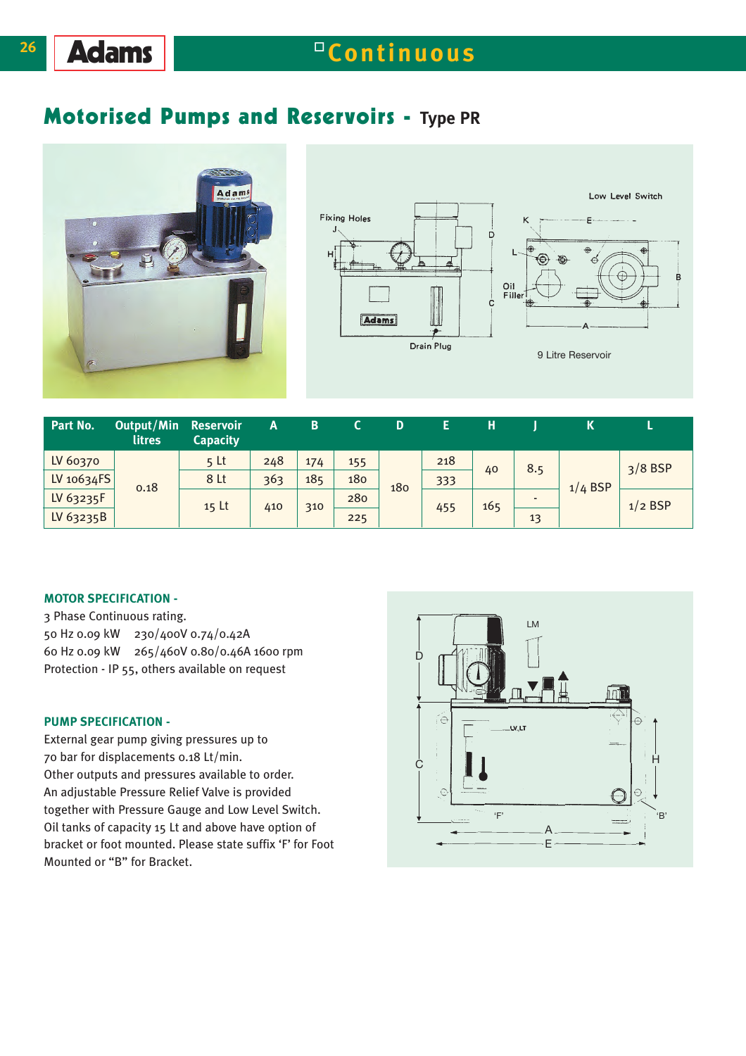# Continuous

## Motorised Pumps and Reservoirs - Type PR

| Part No. | Output/Min litres | Reservoir Capacity | A | B | C | D | E | H | J | K | L |
|---|---|---|---|---|---|---|---|---|---|---|---|
| LV 60370 | 0.18 | 5 Lt | 248 | 174 | 155 | 180 | 218 | 40 | 8.5 | 1/4 BSP | 3/8 BSP |
| LV 10634FS | | 8 Lt | 363 | 185 | 180 | | 333 | | | | |
| LV 63235F | | 15 Lt | 410 | 310 | 280 | | 455 | 165 | - | | 1/2 BSP |
| LV 63235B | | | | | 225 | | | | 13 | | |

**MOTOR SPECIFICATION -**

3 Phase Continuous rating.
50 Hz 0.09 kW   230/400V 0.74/0.42A
60 Hz 0.09 kW   265/460V 0.80/0.46A 1600 rpm
Protection - IP 55, others available on request

**PUMP SPECIFICATION -**

External gear pump giving pressures up to 70 bar for displacements 0.18 Lt/min.
Other outputs and pressures available to order.
An adjustable Pressure Relief Valve is provided together with Pressure Gauge and Low Level Switch.
Oil tanks of capacity 15 Lt and above have option of bracket or foot mounted. Please state suffix 'F' for Foot Mounted or "B" for Bracket.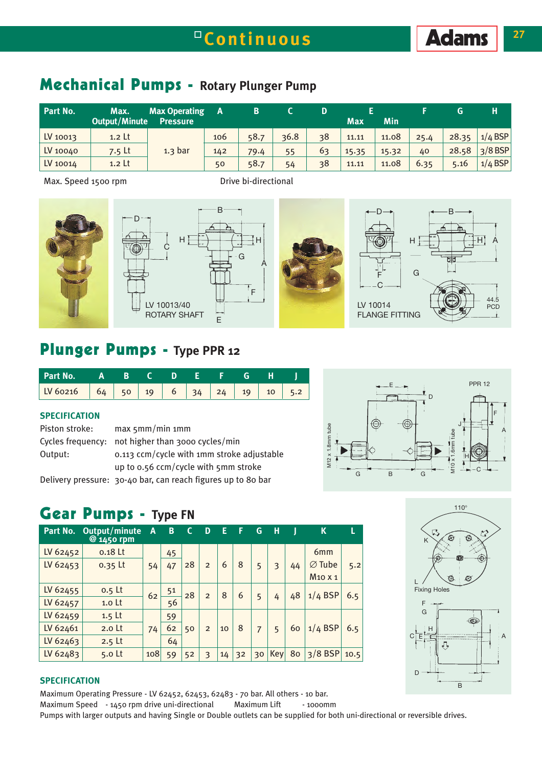# Continuous

## Mechanical Pumps - Rotary Plunger Pump

| Part No. | Max. Output/Minute | Max Operating Pressure | A | B | C | D | E Max | E Min | F | G | H |
|---|---|---|---|---|---|---|---|---|---|---|---|
| LV 10013 | 1.2 Lt | 1.3 bar | 106 | 58.7 | 36.8 | 38 | 11.11 | 11.08 | 25.4 | 28.35 | 1/4 BSP |
| LV 10040 | 7.5 Lt | | 142 | 79.4 | 55 | 63 | 15.35 | 15.32 | 40 | 28.58 | 3/8 BSP |
| LV 10014 | 1.2 Lt | | 50 | 58.7 | 54 | 38 | 11.11 | 11.08 | 6.35 | 5.16 | 1/4 BSP |

Max. Speed 1500 rpm    Drive bi-directional

LV 10013/40 ROTARY SHAFT

LV 10014 FLANGE FITTING

## Plunger Pumps - Type PPR 12

| Part No. | A | B | C | D | E | F | G | H | J |
|---|---|---|---|---|---|---|---|---|---|
| LV 60216 | 64 | 50 | 19 | 6 | 34 | 24 | 19 | 10 | 5.2 |

### SPECIFICATION

Piston stroke: max 5mm/min 1mm

Cycles frequency: not higher than 3000 cycles/min

Output: 0.113 ccm/cycle with 1mm stroke adjustable up to 0.56 ccm/cycle with 5mm stroke

Delivery pressure: 30-40 bar, can reach figures up to 80 bar

## Gear Pumps - Type FN

| Part No. | Output/minute @ 1450 rpm | A | B | C | D | E | F | G | H | J | K | L |
|---|---|---|---|---|---|---|---|---|---|---|---|---|
| LV 62452 | 0.18 Lt | 54 | 45 | 28 | 2 | 6 | 8 | 5 | 3 | 44 | 6mm ∅ Tube M10 x 1 | 5.2 |
| LV 62453 | 0.35 Lt | | 47 | | | | | | | | | |
| LV 62455 | 0.5 Lt | 62 | 51 | 28 | 2 | 8 | 6 | 5 | 4 | 48 | 1/4 BSP | 6.5 |
| LV 62457 | 1.0 Lt | | 56 | | | | | | | | | |
| LV 62459 | 1.5 Lt | 74 | 59 | 50 | 2 | 10 | 8 | 7 | 5 | 60 | 1/4 BSP | 6.5 |
| LV 62461 | 2.0 Lt | | 62 | | | | | | | | | |
| LV 62463 | 2.5 Lt | | 64 | | | | | | | | | |
| LV 62483 | 5.0 Lt | 108 | 59 | 52 | 3 | 14 | 32 | 30 | Key | 80 | 3/8 BSP | 10.5 |

### SPECIFICATION

Maximum Operating Pressure - LV 62452, 62453, 62483 - 70 bar. All others - 10 bar.

Maximum Speed - 1450 rpm drive uni-directional    Maximum Lift - 1000mm

Pumps with larger outputs and having Single or Double outlets can be supplied for both uni-directional or reversible drives.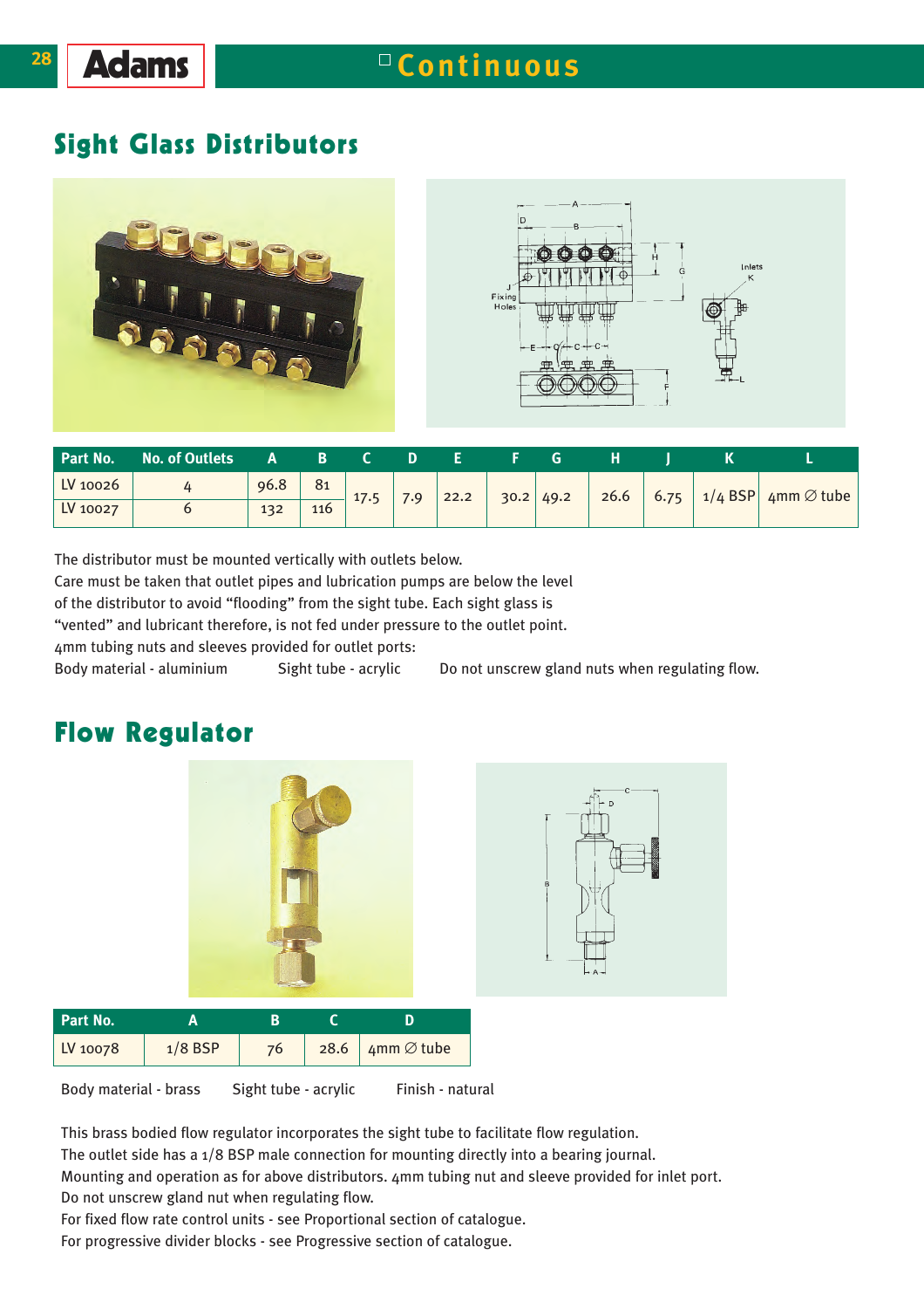# Continuous

## Sight Glass Distributors

| Part No. | No. of Outlets | A | B | C | D | E | F | G | H | J | K | L |
|---|---|---|---|---|---|---|---|---|---|---|---|---|
| LV 10026 | 4 | 96.8 | 81 | 17.5 | 7.9 | 22.2 | 30.2 | 49.2 | 26.6 | 6.75 | 1/4 BSP | 4mm ∅ tube |
| LV 10027 | 6 | 132 | 116 | | | | | | | | | |

The distributor must be mounted vertically with outlets below.
Care must be taken that outlet pipes and lubrication pumps are below the level of the distributor to avoid "flooding" from the sight tube. Each sight glass is "vented" and lubricant therefore, is not fed under pressure to the outlet point.
4mm tubing nuts and sleeves provided for outlet ports:
Body material - aluminium    Sight tube - acrylic    Do not unscrew gland nuts when regulating flow.

## Flow Regulator

| Part No. | A | B | C | D |
|---|---|---|---|---|
| LV 10078 | 1/8 BSP | 76 | 28.6 | 4mm ∅ tube |

Body material - brass    Sight tube - acrylic    Finish - natural

This brass bodied flow regulator incorporates the sight tube to facilitate flow regulation.
The outlet side has a 1/8 BSP male connection for mounting directly into a bearing journal.
Mounting and operation as for above distributors. 4mm tubing nut and sleeve provided for inlet port.
Do not unscrew gland nut when regulating flow.
For fixed flow rate control units - see Proportional section of catalogue.
For progressive divider blocks - see Progressive section of catalogue.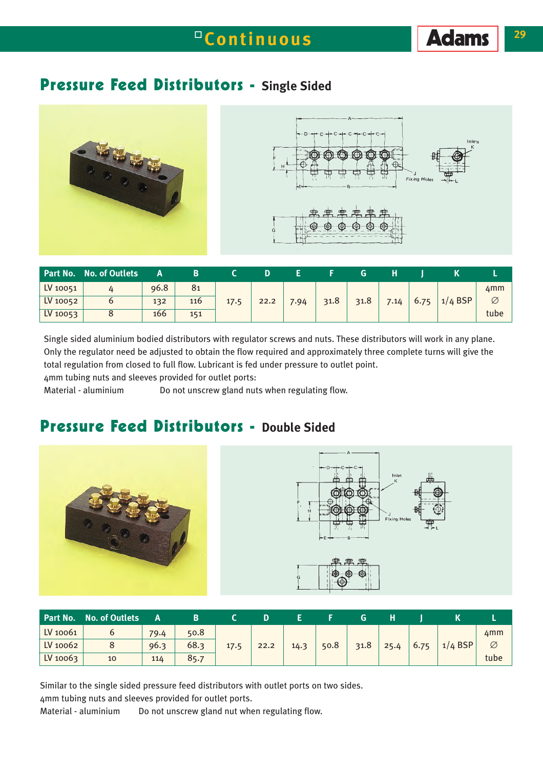Continuous

# Pressure Feed Distributors - Single Sided

| Part No. | No. of Outlets | A | B | C | D | E | F | G | H | J | K | L |
|---|---|---|---|---|---|---|---|---|---|---|---|---|
| LV 10051 | 4 | 96.8 | 81 | 17.5 | 22.2 | 7.94 | 31.8 | 31.8 | 7.14 | 6.75 | 1/4 BSP | 4mm ∅ tube |
| LV 10052 | 6 | 132 | 116 | | | | | | | | | |
| LV 10053 | 8 | 166 | 151 | | | | | | | | | |

Single sided aluminium bodied distributors with regulator screws and nuts. These distributors will work in any plane. Only the regulator need be adjusted to obtain the flow required and approximately three complete turns will give the total regulation from closed to full flow. Lubricant is fed under pressure to outlet point.
4mm tubing nuts and sleeves provided for outlet ports:
Material - aluminium Do not unscrew gland nuts when regulating flow.

# Pressure Feed Distributors - Double Sided

| Part No. | No. of Outlets | A | B | C | D | E | F | G | H | J | K | L |
|---|---|---|---|---|---|---|---|---|---|---|---|---|
| LV 10061 | 6 | 79.4 | 50.8 | 17.5 | 22.2 | 14.3 | 50.8 | 31.8 | 25.4 | 6.75 | 1/4 BSP | 4mm ∅ tube |
| LV 10062 | 8 | 96.3 | 68.3 | | | | | | | | | |
| LV 10063 | 10 | 114 | 85.7 | | | | | | | | | |

Similar to the single sided pressure feed distributors with outlet ports on two sides.
4mm tubing nuts and sleeves provided for outlet ports.
Material - aluminium Do not unscrew gland nut when regulating flow.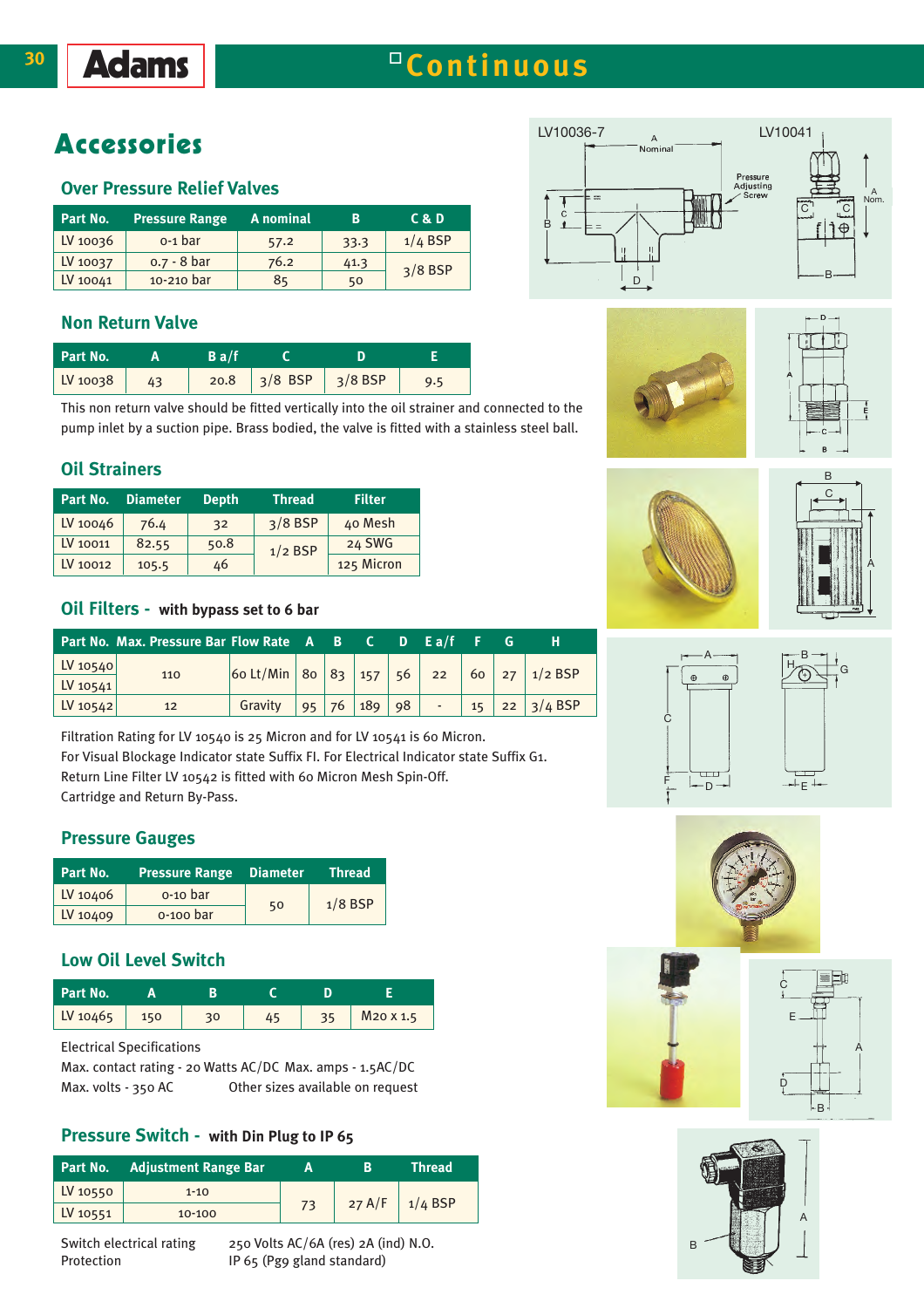# Continuous

## Accessories

### Over Pressure Relief Valves

| Part No. | Pressure Range | A nominal | B | C & D |
|---|---|---|---|---|
| LV 10036 | 0-1 bar | 57.2 | 33.3 | 1/4 BSP |
| LV 10037 | 0.7 - 8 bar | 76.2 | 41.3 | 3/8 BSP |
| LV 10041 | 10-210 bar | 85 | 50 | |

### Non Return Valve

| Part No. | A | B a/f | C | D | E |
|---|---|---|---|---|---|
| LV 10038 | 43 | 20.8 | 3/8 BSP | 3/8 BSP | 9.5 |

This non return valve should be fitted vertically into the oil strainer and connected to the pump inlet by a suction pipe. Brass bodied, the valve is fitted with a stainless steel ball.

### Oil Strainers

| Part No. | Diameter | Depth | Thread | Filter |
|---|---|---|---|---|
| LV 10046 | 76.4 | 32 | 3/8 BSP | 40 Mesh |
| LV 10011 | 82.55 | 50.8 | 1/2 BSP | 24 SWG |
| LV 10012 | 105.5 | 46 | | 125 Micron |

### Oil Filters - with bypass set to 6 bar

| Part No. | Max. Pressure Bar | Flow Rate | A | B | C | D | E a/f | F | G | H |
|---|---|---|---|---|---|---|---|---|---|---|
| LV 10540 | 110 | 60 Lt/Min | 80 | 83 | 157 | 56 | 22 | 60 | 27 | 1/2 BSP |
| LV 10541 | | | | | | | | | | |
| LV 10542 | 12 | Gravity | 95 | 76 | 189 | 98 | - | 15 | 22 | 3/4 BSP |

Filtration Rating for LV 10540 is 25 Micron and for LV 10541 is 60 Micron.
For Visual Blockage Indicator state Suffix FI. For Electrical Indicator state Suffix G1.
Return Line Filter LV 10542 is fitted with 60 Micron Mesh Spin-Off.
Cartridge and Return By-Pass.

### Pressure Gauges

| Part No. | Pressure Range | Diameter | Thread |
|---|---|---|---|
| LV 10406 | 0-10 bar | 50 | 1/8 BSP |
| LV 10409 | 0-100 bar | | |

### Low Oil Level Switch

| Part No. | A | B | C | D | E |
|---|---|---|---|---|---|
| LV 10465 | 150 | 30 | 45 | 35 | M20 x 1.5 |

Electrical Specifications
Max. contact rating - 20 Watts AC/DC Max. amps - 1.5AC/DC
Max. volts - 350 AC    Other sizes available on request

### Pressure Switch - with Din Plug to IP 65

| Part No. | Adjustment Range Bar | A | B | Thread |
|---|---|---|---|---|
| LV 10550 | 1-10 | 73 | 27 A/F | 1/4 BSP |
| LV 10551 | 10-100 | | | |

Switch electrical rating    250 Volts AC/6A (res) 2A (ind) N.O.
Protection    IP 65 (Pg9 gland standard)